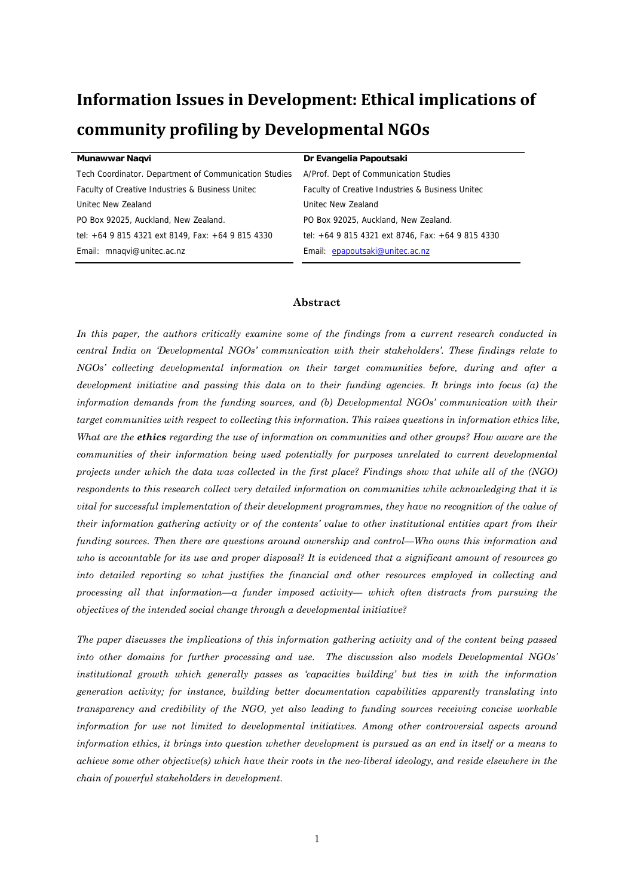# Information Issues in Development: Ethical implications of community profiling by Developmental NGOs

| Munawwar Naqvi | Dr Evangelia Papoutsaki |
|---|---|
| Tech Coordinator. Department of Communication Studies | A/Prof. Dept of Communication Studies |
| Faculty of Creative Industries & Business Unitec | Faculty of Creative Industries & Business Unitec |
| Unitec New Zealand | Unitec New Zealand |
| PO Box 92025, Auckland, New Zealand. | PO Box 92025, Auckland, New Zealand. |
| tel: +64 9 815 4321 ext 8149, Fax: +64 9 815 4330 | tel: +64 9 815 4321 ext 8746, Fax: +64 9 815 4330 |
| Email: mnaqvi@unitec.ac.nz | Email: epapoutsaki@unitec.ac.nz |

## Abstract

*In this paper, the authors critically examine some of the findings from a current research conducted in central India on 'Developmental NGOs' communication with their stakeholders'. These findings relate to NGOs' collecting developmental information on their target communities before, during and after a development initiative and passing this data on to their funding agencies. It brings into focus (a) the information demands from the funding sources, and (b) Developmental NGOs' communication with their target communities with respect to collecting this information. This raises questions in information ethics like, What are the **ethics** regarding the use of information on communities and other groups? How aware are the communities of their information being used potentially for purposes unrelated to current developmental projects under which the data was collected in the first place? Findings show that while all of the (NGO) respondents to this research collect very detailed information on communities while acknowledging that it is vital for successful implementation of their development programmes, they have no recognition of the value of their information gathering activity or of the contents' value to other institutional entities apart from their funding sources. Then there are questions around ownership and control—Who owns this information and who is accountable for its use and proper disposal? It is evidenced that a significant amount of resources go into detailed reporting so what justifies the financial and other resources employed in collecting and processing all that information—a funder imposed activity— which often distracts from pursuing the objectives of the intended social change through a developmental initiative?*

*The paper discusses the implications of this information gathering activity and of the content being passed into other domains for further processing and use. The discussion also models Developmental NGOs' institutional growth which generally passes as 'capacities building' but ties in with the information generation activity; for instance, building better documentation capabilities apparently translating into transparency and credibility of the NGO, yet also leading to funding sources receiving concise workable information for use not limited to developmental initiatives. Among other controversial aspects around information ethics, it brings into question whether development is pursued as an end in itself or a means to achieve some other objective(s) which have their roots in the neo-liberal ideology, and reside elsewhere in the chain of powerful stakeholders in development.*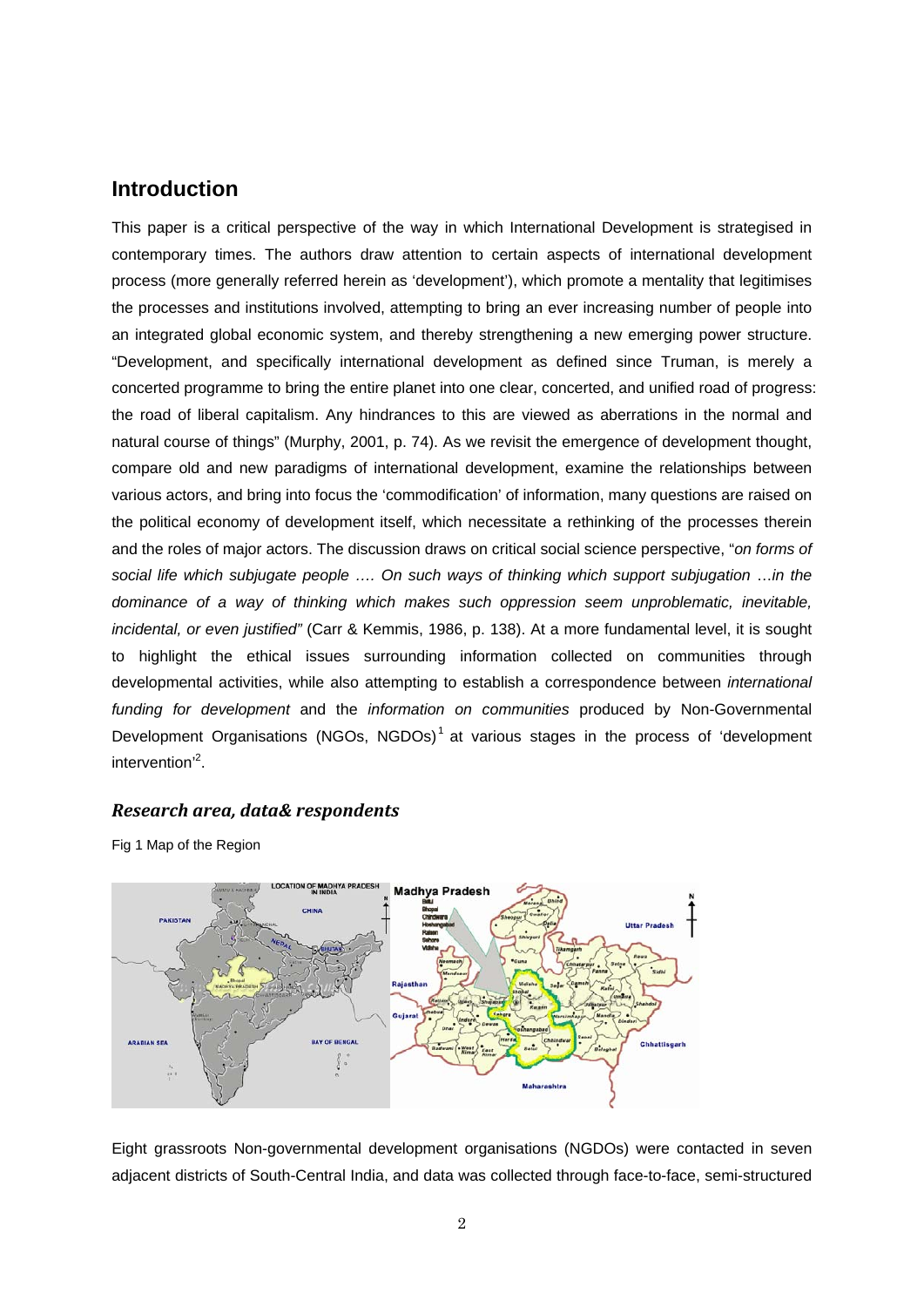## Introduction

This paper is a critical perspective of the way in which International Development is strategised in contemporary times. The authors draw attention to certain aspects of international development process (more generally referred herein as 'development'), which promote a mentality that legitimises the processes and institutions involved, attempting to bring an ever increasing number of people into an integrated global economic system, and thereby strengthening a new emerging power structure. "Development, and specifically international development as defined since Truman, is merely a concerted programme to bring the entire planet into one clear, concerted, and unified road of progress: the road of liberal capitalism. Any hindrances to this are viewed as aberrations in the normal and natural course of things" (Murphy, 2001, p. 74). As we revisit the emergence of development thought, compare old and new paradigms of international development, examine the relationships between various actors, and bring into focus the 'commodification' of information, many questions are raised on the political economy of development itself, which necessitate a rethinking of the processes therein and the roles of major actors. The discussion draws on critical social science perspective, "*on forms of social life which subjugate people …. On such ways of thinking which support subjugation …in the dominance of a way of thinking which makes such oppression seem unproblematic, inevitable, incidental, or even justified"* (Carr & Kemmis, 1986, p. 138). At a more fundamental level, it is sought to highlight the ethical issues surrounding information collected on communities through developmental activities, while also attempting to establish a correspondence between *international funding for development* and the *information on communities* produced by Non-Governmental Development Organisations (NGOs, NGDOs)[1] at various stages in the process of 'development intervention'[2].

### *Research area, data& respondents*

Fig 1 Map of the Region

Eight grassroots Non-governmental development organisations (NGDOs) were contacted in seven adjacent districts of South-Central India, and data was collected through face-to-face, semi-structured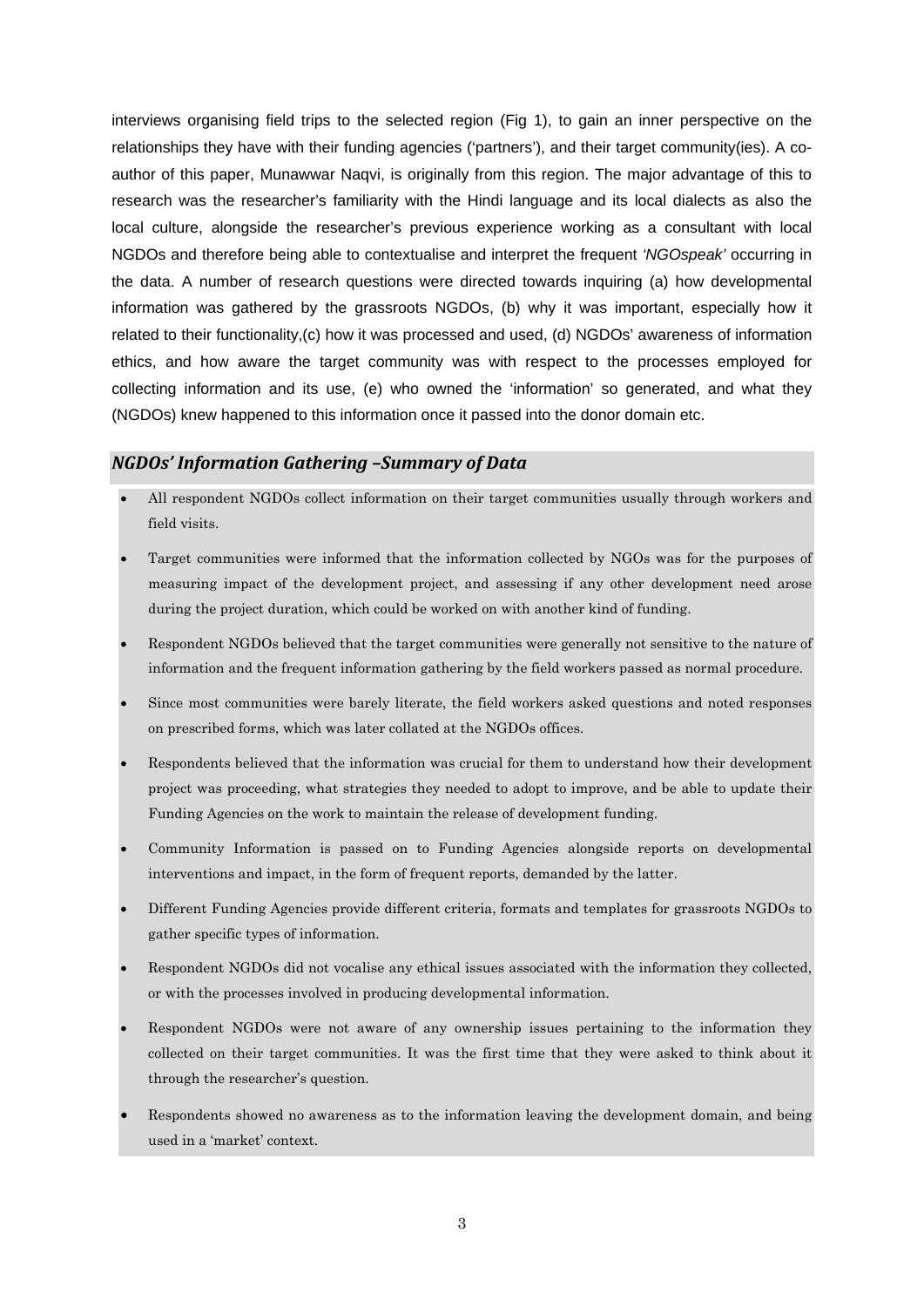interviews organising field trips to the selected region (Fig 1), to gain an inner perspective on the relationships they have with their funding agencies ('partners'), and their target community(ies). A co-author of this paper, Munawwar Naqvi, is originally from this region. The major advantage of this to research was the researcher's familiarity with the Hindi language and its local dialects as also the local culture, alongside the researcher's previous experience working as a consultant with local NGDOs and therefore being able to contextualise and interpret the frequent *'NGOspeak'* occurring in the data. A number of research questions were directed towards inquiring (a) how developmental information was gathered by the grassroots NGDOs, (b) why it was important, especially how it related to their functionality,(c) how it was processed and used, (d) NGDOs' awareness of information ethics, and how aware the target community was with respect to the processes employed for collecting information and its use, (e) who owned the 'information' so generated, and what they (NGDOs) knew happened to this information once it passed into the donor domain etc.

### *NGDOs' Information Gathering –Summary of Data*

- All respondent NGDOs collect information on their target communities usually through workers and field visits.
- Target communities were informed that the information collected by NGOs was for the purposes of measuring impact of the development project, and assessing if any other development need arose during the project duration, which could be worked on with another kind of funding.
- Respondent NGDOs believed that the target communities were generally not sensitive to the nature of information and the frequent information gathering by the field workers passed as normal procedure.
- Since most communities were barely literate, the field workers asked questions and noted responses on prescribed forms, which was later collated at the NGDOs offices.
- Respondents believed that the information was crucial for them to understand how their development project was proceeding, what strategies they needed to adopt to improve, and be able to update their Funding Agencies on the work to maintain the release of development funding.
- Community Information is passed on to Funding Agencies alongside reports on developmental interventions and impact, in the form of frequent reports, demanded by the latter.
- Different Funding Agencies provide different criteria, formats and templates for grassroots NGDOs to gather specific types of information.
- Respondent NGDOs did not vocalise any ethical issues associated with the information they collected, or with the processes involved in producing developmental information.
- Respondent NGDOs were not aware of any ownership issues pertaining to the information they collected on their target communities. It was the first time that they were asked to think about it through the researcher's question.
- Respondents showed no awareness as to the information leaving the development domain, and being used in a 'market' context.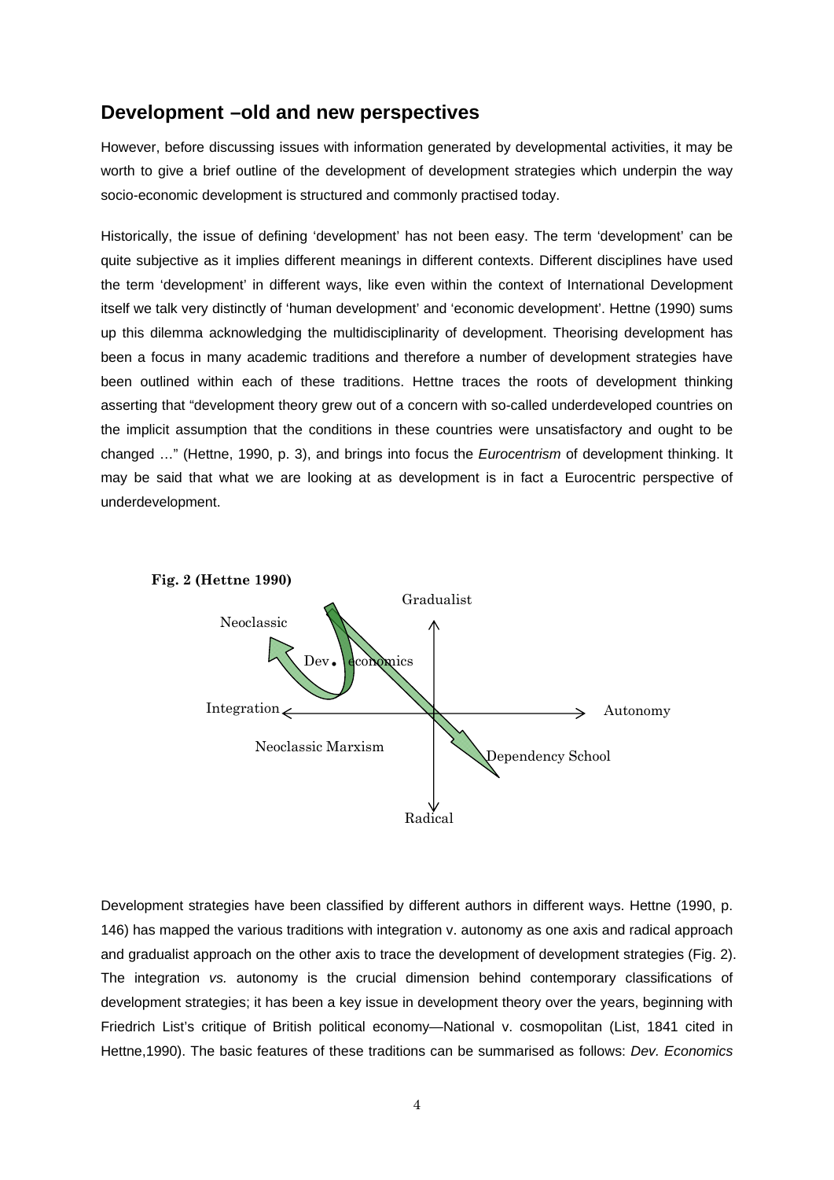## Development –old and new perspectives

However, before discussing issues with information generated by developmental activities, it may be worth to give a brief outline of the development of development strategies which underpin the way socio-economic development is structured and commonly practised today.

Historically, the issue of defining 'development' has not been easy. The term 'development' can be quite subjective as it implies different meanings in different contexts. Different disciplines have used the term 'development' in different ways, like even within the context of International Development itself we talk very distinctly of 'human development' and 'economic development'. Hettne (1990) sums up this dilemma acknowledging the multidisciplinarity of development. Theorising development has been a focus in many academic traditions and therefore a number of development strategies have been outlined within each of these traditions. Hettne traces the roots of development thinking asserting that "development theory grew out of a concern with so-called underdeveloped countries on the implicit assumption that the conditions in these countries were unsatisfactory and ought to be changed …" (Hettne, 1990, p. 3), and brings into focus the *Eurocentrism* of development thinking. It may be said that what we are looking at as development is in fact a Eurocentric perspective of underdevelopment.

**Fig. 2 (Hettne 1990)**

Gradualist

Neoclassic

Dev. economics

Integration — Autonomy

Neoclassic Marxism

Dependency School

Radical

Development strategies have been classified by different authors in different ways. Hettne (1990, p. 146) has mapped the various traditions with integration v. autonomy as one axis and radical approach and gradualist approach on the other axis to trace the development of development strategies (Fig. 2). The integration *vs.* autonomy is the crucial dimension behind contemporary classifications of development strategies; it has been a key issue in development theory over the years, beginning with Friedrich List's critique of British political economy—National v. cosmopolitan (List, 1841 cited in Hettne,1990). The basic features of these traditions can be summarised as follows: *Dev. Economics*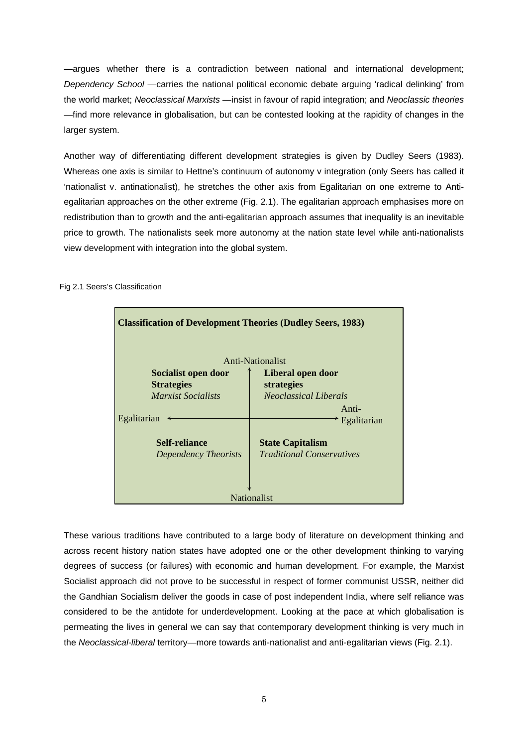—argues whether there is a contradiction between national and international development; *Dependency School* —carries the national political economic debate arguing 'radical delinking' from the world market; *Neoclassical Marxists* —insist in favour of rapid integration; and *Neoclassic theories* —find more relevance in globalisation, but can be contested looking at the rapidity of changes in the larger system.

Another way of differentiating different development strategies is given by Dudley Seers (1983). Whereas one axis is similar to Hettne's continuum of autonomy v integration (only Seers has called it 'nationalist v. antinationalist), he stretches the other axis from Egalitarian on one extreme to Anti-egalitarian approaches on the other extreme (Fig. 2.1). The egalitarian approach emphasises more on redistribution than to growth and the anti-egalitarian approach assumes that inequality is an inevitable price to growth. The nationalists seek more autonomy at the nation state level while anti-nationalists view development with integration into the global system.

Fig 2.1 Seers's Classification

**Classification of Development Theories (Dudley Seers, 1983)**

| | Anti-Nationalist | |
|---|---|---|
| | **Socialist open door Strategies** *Marxist Socialists* | **Liberal open door strategies** *Neoclassical Liberals* |
| Egalitarian ← | | → Anti-Egalitarian |
| | **Self-reliance** *Dependency Theorists* | **State Capitalism** *Traditional Conservatives* |
| | Nationalist | |

These various traditions have contributed to a large body of literature on development thinking and across recent history nation states have adopted one or the other development thinking to varying degrees of success (or failures) with economic and human development. For example, the Marxist Socialist approach did not prove to be successful in respect of former communist USSR, neither did the Gandhian Socialism deliver the goods in case of post independent India, where self reliance was considered to be the antidote for underdevelopment. Looking at the pace at which globalisation is permeating the lives in general we can say that contemporary development thinking is very much in the *Neoclassical-liberal* territory—more towards anti-nationalist and anti-egalitarian views (Fig. 2.1).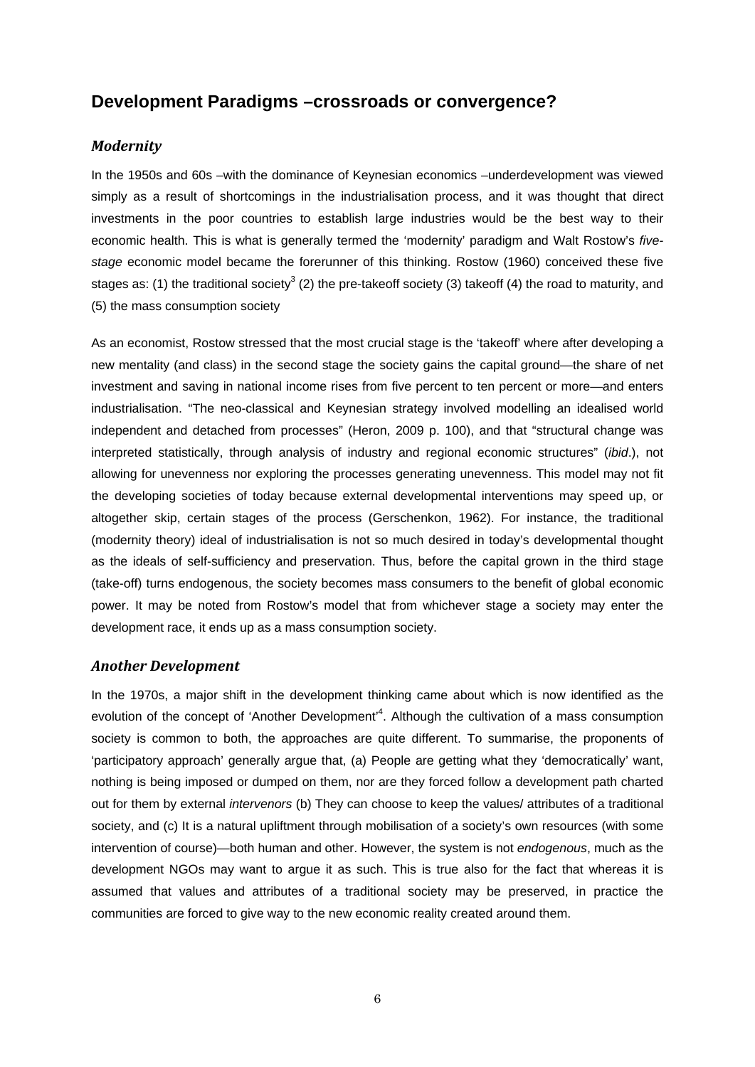## Development Paradigms –crossroads or convergence?

### *Modernity*

In the 1950s and 60s –with the dominance of Keynesian economics –underdevelopment was viewed simply as a result of shortcomings in the industrialisation process, and it was thought that direct investments in the poor countries to establish large industries would be the best way to their economic health. This is what is generally termed the 'modernity' paradigm and Walt Rostow's *five-stage* economic model became the forerunner of this thinking. Rostow (1960) conceived these five stages as: (1) the traditional society[3] (2) the pre-takeoff society (3) takeoff (4) the road to maturity, and (5) the mass consumption society

As an economist, Rostow stressed that the most crucial stage is the 'takeoff' where after developing a new mentality (and class) in the second stage the society gains the capital ground—the share of net investment and saving in national income rises from five percent to ten percent or more—and enters industrialisation. "The neo-classical and Keynesian strategy involved modelling an idealised world independent and detached from processes" (Heron, 2009 p. 100), and that "structural change was interpreted statistically, through analysis of industry and regional economic structures" (*ibid*.), not allowing for unevenness nor exploring the processes generating unevenness. This model may not fit the developing societies of today because external developmental interventions may speed up, or altogether skip, certain stages of the process (Gerschenkon, 1962). For instance, the traditional (modernity theory) ideal of industrialisation is not so much desired in today's developmental thought as the ideals of self-sufficiency and preservation. Thus, before the capital grown in the third stage (take-off) turns endogenous, the society becomes mass consumers to the benefit of global economic power. It may be noted from Rostow's model that from whichever stage a society may enter the development race, it ends up as a mass consumption society.

### *Another Development*

In the 1970s, a major shift in the development thinking came about which is now identified as the evolution of the concept of 'Another Development'[4]. Although the cultivation of a mass consumption society is common to both, the approaches are quite different. To summarise, the proponents of 'participatory approach' generally argue that, (a) People are getting what they 'democratically' want, nothing is being imposed or dumped on them, nor are they forced follow a development path charted out for them by external *intervenors* (b) They can choose to keep the values/ attributes of a traditional society, and (c) It is a natural upliftment through mobilisation of a society's own resources (with some intervention of course)—both human and other. However, the system is not *endogenous*, much as the development NGOs may want to argue it as such. This is true also for the fact that whereas it is assumed that values and attributes of a traditional society may be preserved, in practice the communities are forced to give way to the new economic reality created around them.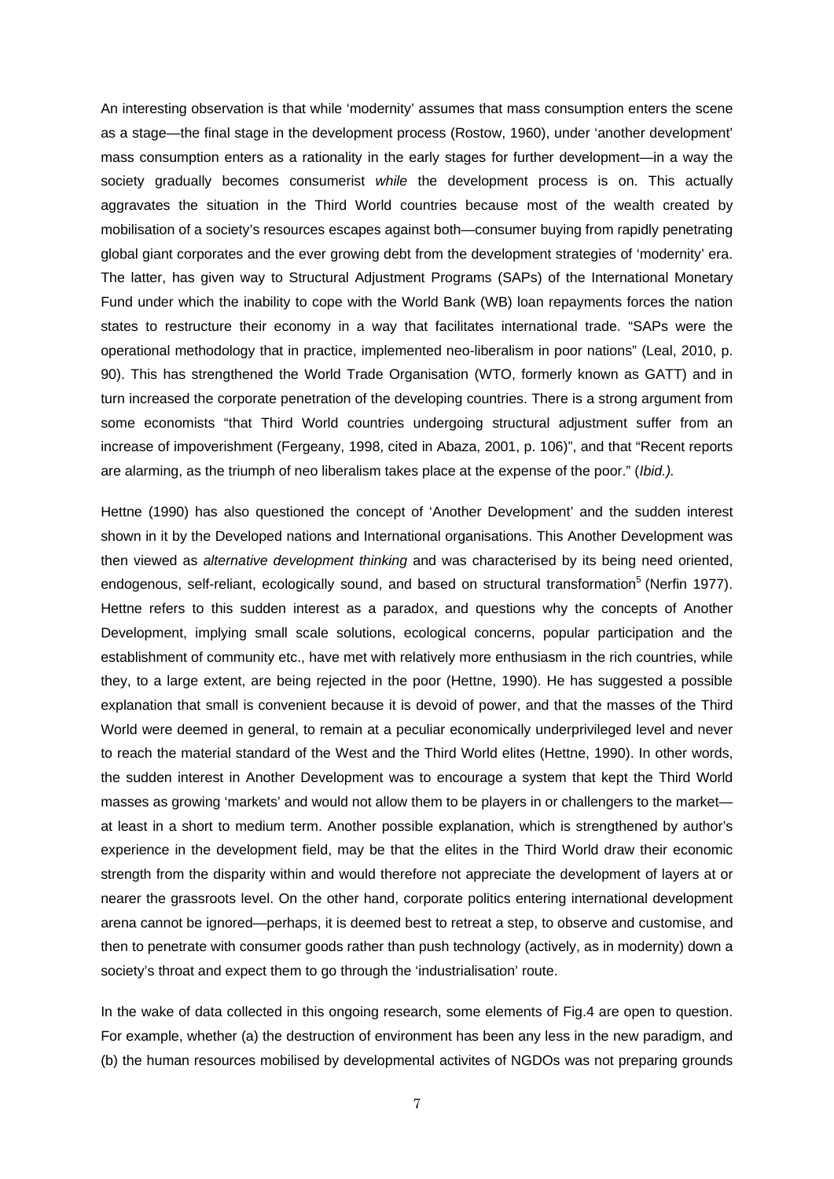An interesting observation is that while 'modernity' assumes that mass consumption enters the scene as a stage—the final stage in the development process (Rostow, 1960), under 'another development' mass consumption enters as a rationality in the early stages for further development—in a way the society gradually becomes consumerist *while* the development process is on. This actually aggravates the situation in the Third World countries because most of the wealth created by mobilisation of a society's resources escapes against both—consumer buying from rapidly penetrating global giant corporates and the ever growing debt from the development strategies of 'modernity' era. The latter, has given way to Structural Adjustment Programs (SAPs) of the International Monetary Fund under which the inability to cope with the World Bank (WB) loan repayments forces the nation states to restructure their economy in a way that facilitates international trade. "SAPs were the operational methodology that in practice, implemented neo-liberalism in poor nations" (Leal, 2010, p. 90). This has strengthened the World Trade Organisation (WTO, formerly known as GATT) and in turn increased the corporate penetration of the developing countries. There is a strong argument from some economists "that Third World countries undergoing structural adjustment suffer from an increase of impoverishment (Fergeany, 1998, cited in Abaza, 2001, p. 106)", and that "Recent reports are alarming, as the triumph of neo liberalism takes place at the expense of the poor." (*Ibid.).*

Hettne (1990) has also questioned the concept of 'Another Development' and the sudden interest shown in it by the Developed nations and International organisations. This Another Development was then viewed as *alternative development thinking* and was characterised by its being need oriented, endogenous, self-reliant, ecologically sound, and based on structural transformation[5] (Nerfin 1977). Hettne refers to this sudden interest as a paradox, and questions why the concepts of Another Development, implying small scale solutions, ecological concerns, popular participation and the establishment of community etc., have met with relatively more enthusiasm in the rich countries, while they, to a large extent, are being rejected in the poor (Hettne, 1990). He has suggested a possible explanation that small is convenient because it is devoid of power, and that the masses of the Third World were deemed in general, to remain at a peculiar economically underprivileged level and never to reach the material standard of the West and the Third World elites (Hettne, 1990). In other words, the sudden interest in Another Development was to encourage a system that kept the Third World masses as growing 'markets' and would not allow them to be players in or challengers to the market—at least in a short to medium term. Another possible explanation, which is strengthened by author's experience in the development field, may be that the elites in the Third World draw their economic strength from the disparity within and would therefore not appreciate the development of layers at or nearer the grassroots level. On the other hand, corporate politics entering international development arena cannot be ignored—perhaps, it is deemed best to retreat a step, to observe and customise, and then to penetrate with consumer goods rather than push technology (actively, as in modernity) down a society's throat and expect them to go through the 'industrialisation' route.

In the wake of data collected in this ongoing research, some elements of Fig.4 are open to question. For example, whether (a) the destruction of environment has been any less in the new paradigm, and (b) the human resources mobilised by developmental activites of NGDOs was not preparing grounds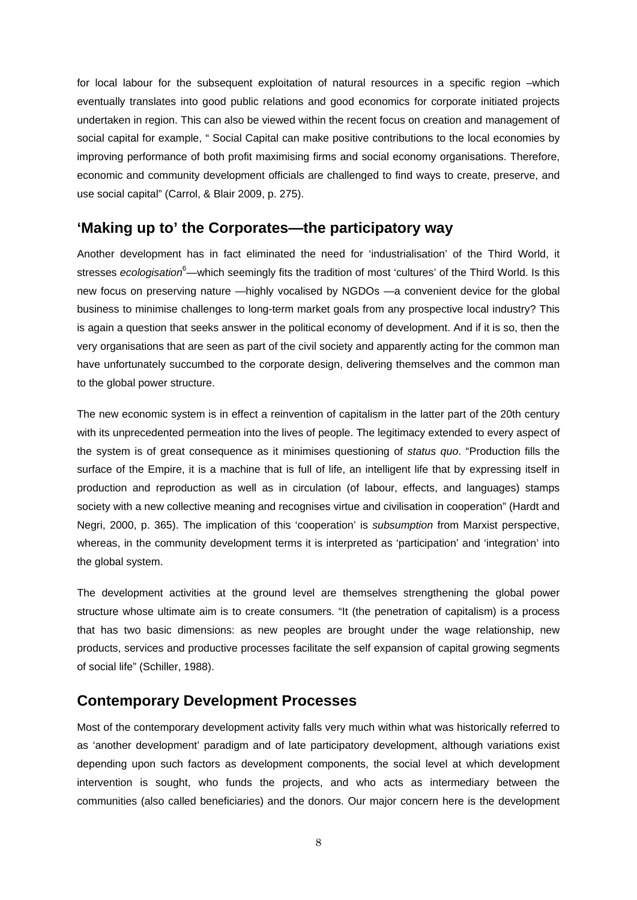for local labour for the subsequent exploitation of natural resources in a specific region –which eventually translates into good public relations and good economics for corporate initiated projects undertaken in region. This can also be viewed within the recent focus on creation and management of social capital for example, " Social Capital can make positive contributions to the local economies by improving performance of both profit maximising firms and social economy organisations. Therefore, economic and community development officials are challenged to find ways to create, preserve, and use social capital" (Carrol, & Blair 2009, p. 275).

## 'Making up to' the Corporates—the participatory way

Another development has in fact eliminated the need for 'industrialisation' of the Third World, it stresses *ecologisation*[6]—which seemingly fits the tradition of most 'cultures' of the Third World. Is this new focus on preserving nature —highly vocalised by NGDOs —a convenient device for the global business to minimise challenges to long-term market goals from any prospective local industry? This is again a question that seeks answer in the political economy of development. And if it is so, then the very organisations that are seen as part of the civil society and apparently acting for the common man have unfortunately succumbed to the corporate design, delivering themselves and the common man to the global power structure.

The new economic system is in effect a reinvention of capitalism in the latter part of the 20th century with its unprecedented permeation into the lives of people. The legitimacy extended to every aspect of the system is of great consequence as it minimises questioning of *status quo*. "Production fills the surface of the Empire, it is a machine that is full of life, an intelligent life that by expressing itself in production and reproduction as well as in circulation (of labour, effects, and languages) stamps society with a new collective meaning and recognises virtue and civilisation in cooperation" (Hardt and Negri, 2000, p. 365). The implication of this 'cooperation' is *subsumption* from Marxist perspective, whereas, in the community development terms it is interpreted as 'participation' and 'integration' into the global system.

The development activities at the ground level are themselves strengthening the global power structure whose ultimate aim is to create consumers. "It (the penetration of capitalism) is a process that has two basic dimensions: as new peoples are brought under the wage relationship, new products, services and productive processes facilitate the self expansion of capital growing segments of social life" (Schiller, 1988).

## Contemporary Development Processes

Most of the contemporary development activity falls very much within what was historically referred to as 'another development' paradigm and of late participatory development, although variations exist depending upon such factors as development components, the social level at which development intervention is sought, who funds the projects, and who acts as intermediary between the communities (also called beneficiaries) and the donors. Our major concern here is the development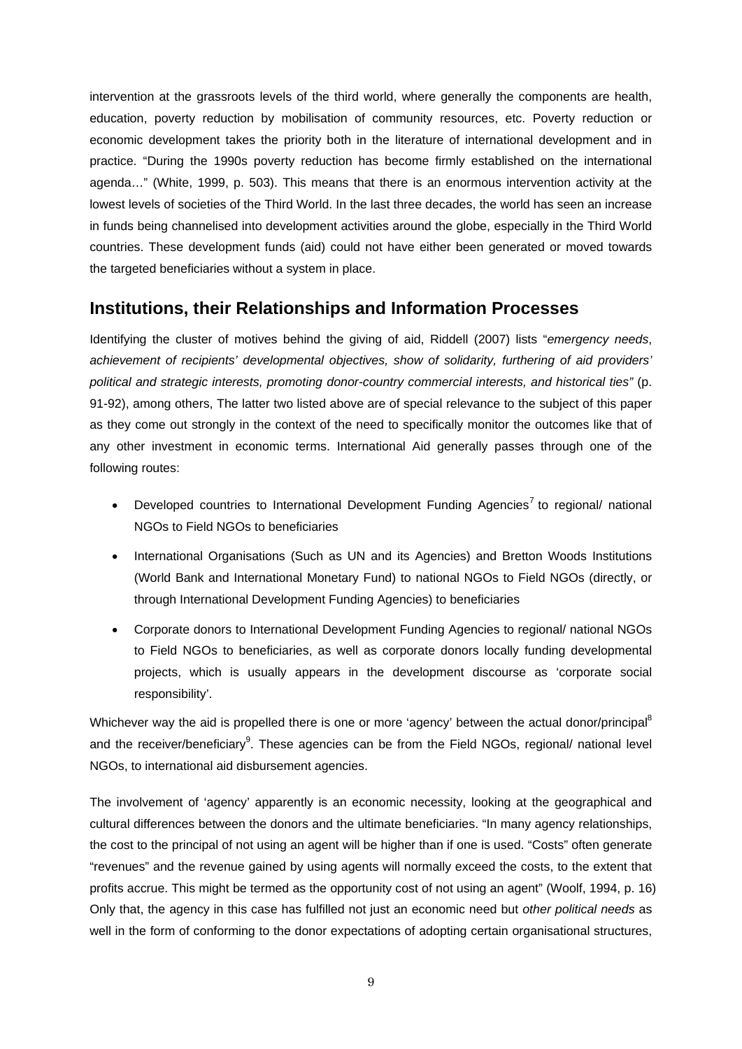intervention at the grassroots levels of the third world, where generally the components are health, education, poverty reduction by mobilisation of community resources, etc. Poverty reduction or economic development takes the priority both in the literature of international development and in practice. "During the 1990s poverty reduction has become firmly established on the international agenda…" (White, 1999, p. 503). This means that there is an enormous intervention activity at the lowest levels of societies of the Third World. In the last three decades, the world has seen an increase in funds being channelised into development activities around the globe, especially in the Third World countries. These development funds (aid) could not have either been generated or moved towards the targeted beneficiaries without a system in place.

## Institutions, their Relationships and Information Processes

Identifying the cluster of motives behind the giving of aid, Riddell (2007) lists "*emergency needs, achievement of recipients' developmental objectives, show of solidarity, furthering of aid providers' political and strategic interests, promoting donor-country commercial interests, and historical ties"* (p. 91-92), among others, The latter two listed above are of special relevance to the subject of this paper as they come out strongly in the context of the need to specifically monitor the outcomes like that of any other investment in economic terms. International Aid generally passes through one of the following routes:

- Developed countries to International Development Funding Agencies[7] to regional/ national NGOs to Field NGOs to beneficiaries
- International Organisations (Such as UN and its Agencies) and Bretton Woods Institutions (World Bank and International Monetary Fund) to national NGOs to Field NGOs (directly, or through International Development Funding Agencies) to beneficiaries
- Corporate donors to International Development Funding Agencies to regional/ national NGOs to Field NGOs to beneficiaries, as well as corporate donors locally funding developmental projects, which is usually appears in the development discourse as 'corporate social responsibility'.

Whichever way the aid is propelled there is one or more 'agency' between the actual donor/principal[8] and the receiver/beneficiary[9]. These agencies can be from the Field NGOs, regional/ national level NGOs, to international aid disbursement agencies.

The involvement of 'agency' apparently is an economic necessity, looking at the geographical and cultural differences between the donors and the ultimate beneficiaries. "In many agency relationships, the cost to the principal of not using an agent will be higher than if one is used. "Costs" often generate "revenues" and the revenue gained by using agents will normally exceed the costs, to the extent that profits accrue. This might be termed as the opportunity cost of not using an agent" (Woolf, 1994, p. 16) Only that, the agency in this case has fulfilled not just an economic need but *other political needs* as well in the form of conforming to the donor expectations of adopting certain organisational structures,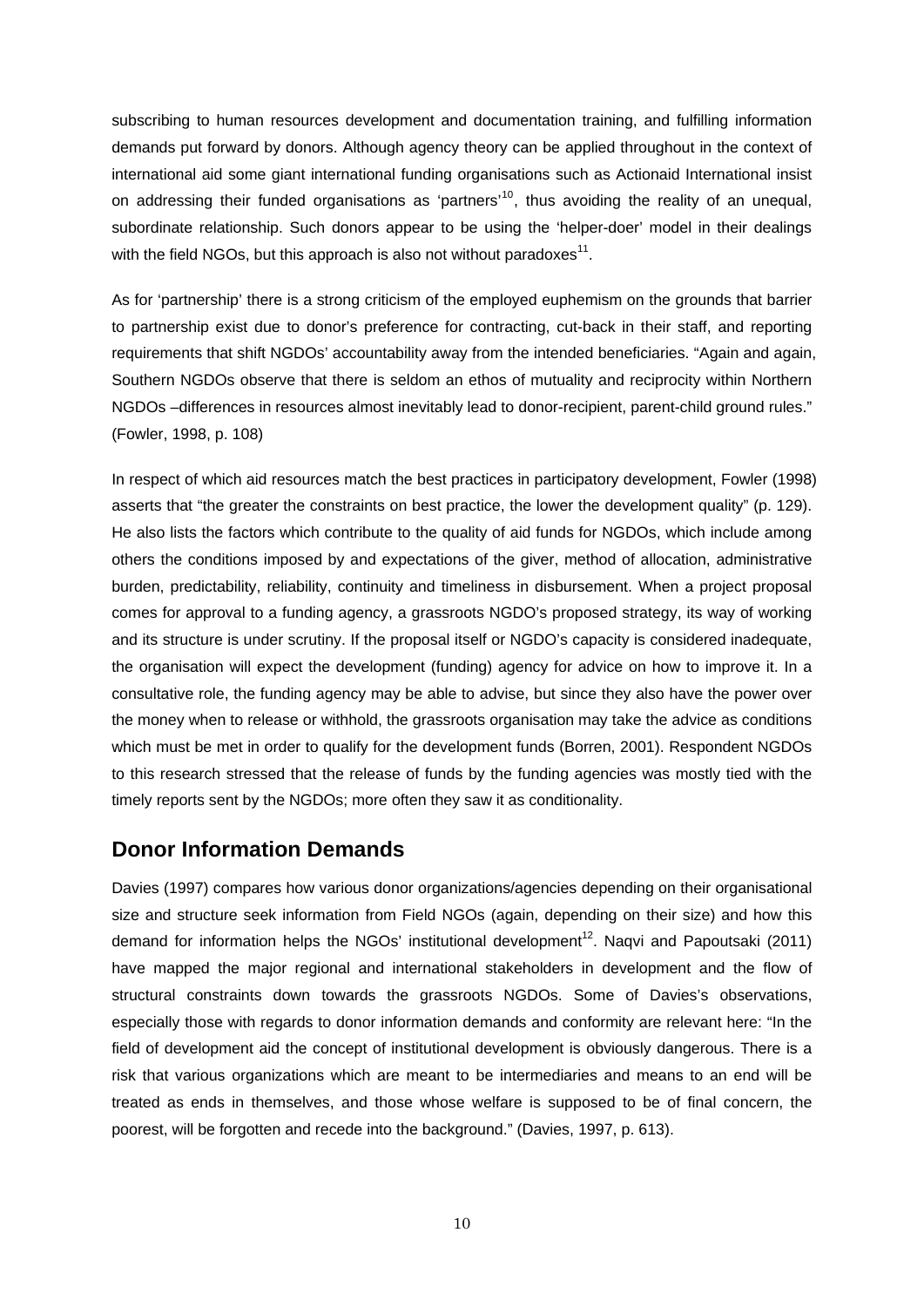subscribing to human resources development and documentation training, and fulfilling information demands put forward by donors. Although agency theory can be applied throughout in the context of international aid some giant international funding organisations such as Actionaid International insist on addressing their funded organisations as 'partners'[10], thus avoiding the reality of an unequal, subordinate relationship. Such donors appear to be using the 'helper-doer' model in their dealings with the field NGOs, but this approach is also not without paradoxes[11].

As for 'partnership' there is a strong criticism of the employed euphemism on the grounds that barrier to partnership exist due to donor's preference for contracting, cut-back in their staff, and reporting requirements that shift NGDOs' accountability away from the intended beneficiaries. "Again and again, Southern NGDOs observe that there is seldom an ethos of mutuality and reciprocity within Northern NGDOs –differences in resources almost inevitably lead to donor-recipient, parent-child ground rules." (Fowler, 1998, p. 108)

In respect of which aid resources match the best practices in participatory development, Fowler (1998) asserts that "the greater the constraints on best practice, the lower the development quality" (p. 129). He also lists the factors which contribute to the quality of aid funds for NGDOs, which include among others the conditions imposed by and expectations of the giver, method of allocation, administrative burden, predictability, reliability, continuity and timeliness in disbursement. When a project proposal comes for approval to a funding agency, a grassroots NGDO's proposed strategy, its way of working and its structure is under scrutiny. If the proposal itself or NGDO's capacity is considered inadequate, the organisation will expect the development (funding) agency for advice on how to improve it. In a consultative role, the funding agency may be able to advise, but since they also have the power over the money when to release or withhold, the grassroots organisation may take the advice as conditions which must be met in order to qualify for the development funds (Borren, 2001). Respondent NGDOs to this research stressed that the release of funds by the funding agencies was mostly tied with the timely reports sent by the NGDOs; more often they saw it as conditionality.

## Donor Information Demands

Davies (1997) compares how various donor organizations/agencies depending on their organisational size and structure seek information from Field NGOs (again, depending on their size) and how this demand for information helps the NGOs' institutional development[12]. Naqvi and Papoutsaki (2011) have mapped the major regional and international stakeholders in development and the flow of structural constraints down towards the grassroots NGDOs. Some of Davies's observations, especially those with regards to donor information demands and conformity are relevant here: "In the field of development aid the concept of institutional development is obviously dangerous. There is a risk that various organizations which are meant to be intermediaries and means to an end will be treated as ends in themselves, and those whose welfare is supposed to be of final concern, the poorest, will be forgotten and recede into the background." (Davies, 1997, p. 613).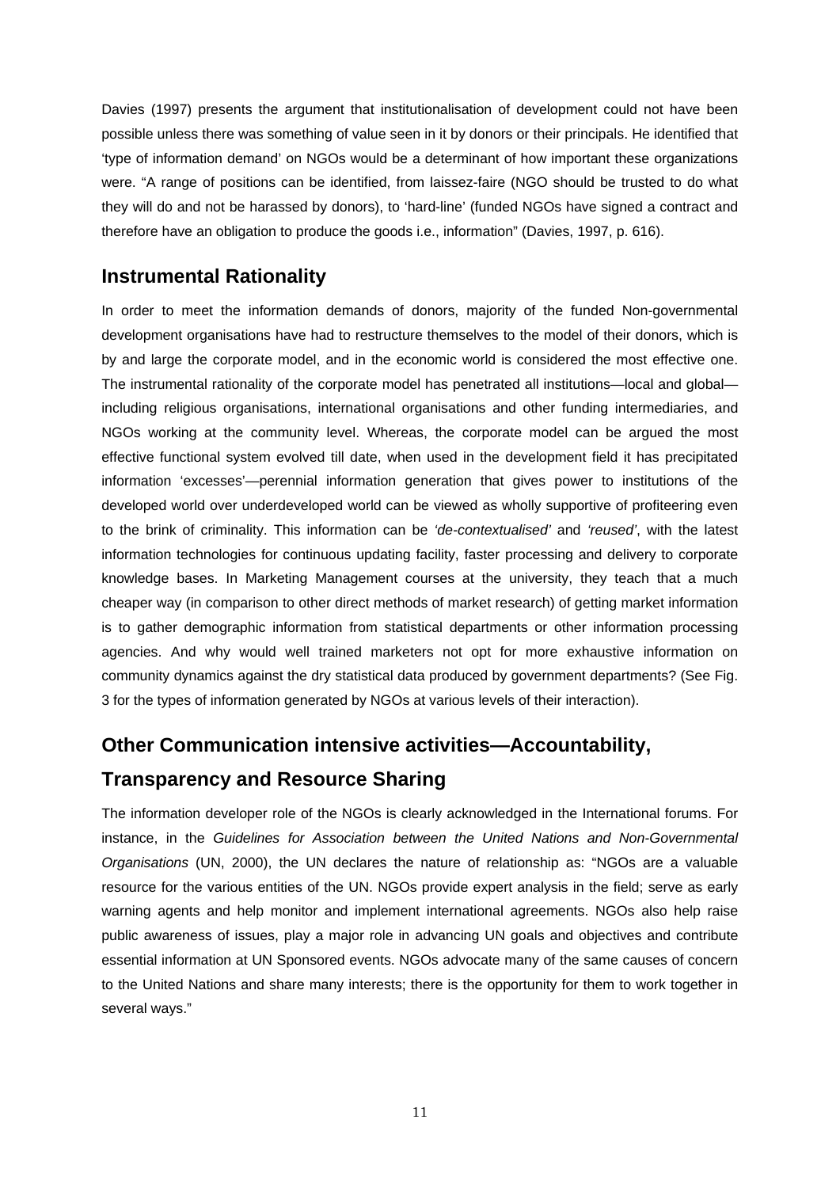Davies (1997) presents the argument that institutionalisation of development could not have been possible unless there was something of value seen in it by donors or their principals. He identified that 'type of information demand' on NGOs would be a determinant of how important these organizations were. "A range of positions can be identified, from laissez-faire (NGO should be trusted to do what they will do and not be harassed by donors), to 'hard-line' (funded NGOs have signed a contract and therefore have an obligation to produce the goods i.e., information" (Davies, 1997, p. 616).

## Instrumental Rationality

In order to meet the information demands of donors, majority of the funded Non-governmental development organisations have had to restructure themselves to the model of their donors, which is by and large the corporate model, and in the economic world is considered the most effective one. The instrumental rationality of the corporate model has penetrated all institutions—local and global—including religious organisations, international organisations and other funding intermediaries, and NGOs working at the community level. Whereas, the corporate model can be argued the most effective functional system evolved till date, when used in the development field it has precipitated information 'excesses'—perennial information generation that gives power to institutions of the developed world over underdeveloped world can be viewed as wholly supportive of profiteering even to the brink of criminality. This information can be *'de-contextualised'* and *'reused'*, with the latest information technologies for continuous updating facility, faster processing and delivery to corporate knowledge bases. In Marketing Management courses at the university, they teach that a much cheaper way (in comparison to other direct methods of market research) of getting market information is to gather demographic information from statistical departments or other information processing agencies. And why would well trained marketers not opt for more exhaustive information on community dynamics against the dry statistical data produced by government departments? (See Fig. 3 for the types of information generated by NGOs at various levels of their interaction).

## Other Communication intensive activities—Accountability, Transparency and Resource Sharing

The information developer role of the NGOs is clearly acknowledged in the International forums. For instance, in the *Guidelines for Association between the United Nations and Non-Governmental Organisations* (UN, 2000), the UN declares the nature of relationship as: "NGOs are a valuable resource for the various entities of the UN. NGOs provide expert analysis in the field; serve as early warning agents and help monitor and implement international agreements. NGOs also help raise public awareness of issues, play a major role in advancing UN goals and objectives and contribute essential information at UN Sponsored events. NGOs advocate many of the same causes of concern to the United Nations and share many interests; there is the opportunity for them to work together in several ways."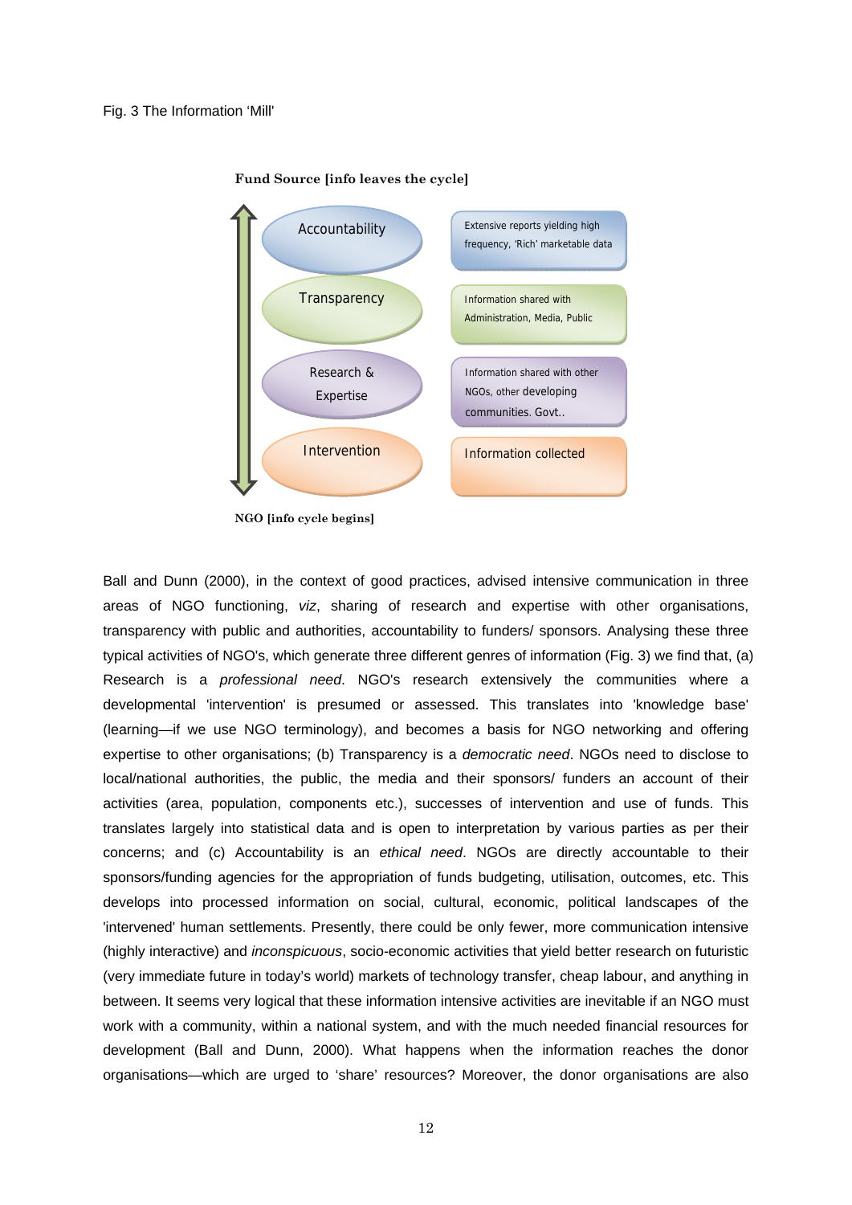Fig. 3 The Information 'Mill'

**Fund Source [info leaves the cycle]**

| | |
|---|---|
| Accountability | Extensive reports yielding high frequency, 'Rich' marketable data |
| Transparency | Information shared with Administration, Media, Public |
| Research & Expertise | Information shared with other NGOs, other developing communities. Govt.. |
| Intervention | Information collected |

**NGO [info cycle begins]**

Ball and Dunn (2000), in the context of good practices, advised intensive communication in three areas of NGO functioning, *viz*, sharing of research and expertise with other organisations, transparency with public and authorities, accountability to funders/ sponsors. Analysing these three typical activities of NGO's, which generate three different genres of information (Fig. 3) we find that, (a) Research is a *professional need*. NGO's research extensively the communities where a developmental 'intervention' is presumed or assessed. This translates into 'knowledge base' (learning—if we use NGO terminology), and becomes a basis for NGO networking and offering expertise to other organisations; (b) Transparency is a *democratic need*. NGOs need to disclose to local/national authorities, the public, the media and their sponsors/ funders an account of their activities (area, population, components etc.), successes of intervention and use of funds. This translates largely into statistical data and is open to interpretation by various parties as per their concerns; and (c) Accountability is an *ethical need*. NGOs are directly accountable to their sponsors/funding agencies for the appropriation of funds budgeting, utilisation, outcomes, etc. This develops into processed information on social, cultural, economic, political landscapes of the 'intervened' human settlements. Presently, there could be only fewer, more communication intensive (highly interactive) and *inconspicuous*, socio-economic activities that yield better research on futuristic (very immediate future in today's world) markets of technology transfer, cheap labour, and anything in between. It seems very logical that these information intensive activities are inevitable if an NGO must work with a community, within a national system, and with the much needed financial resources for development (Ball and Dunn, 2000). What happens when the information reaches the donor organisations—which are urged to 'share' resources? Moreover, the donor organisations are also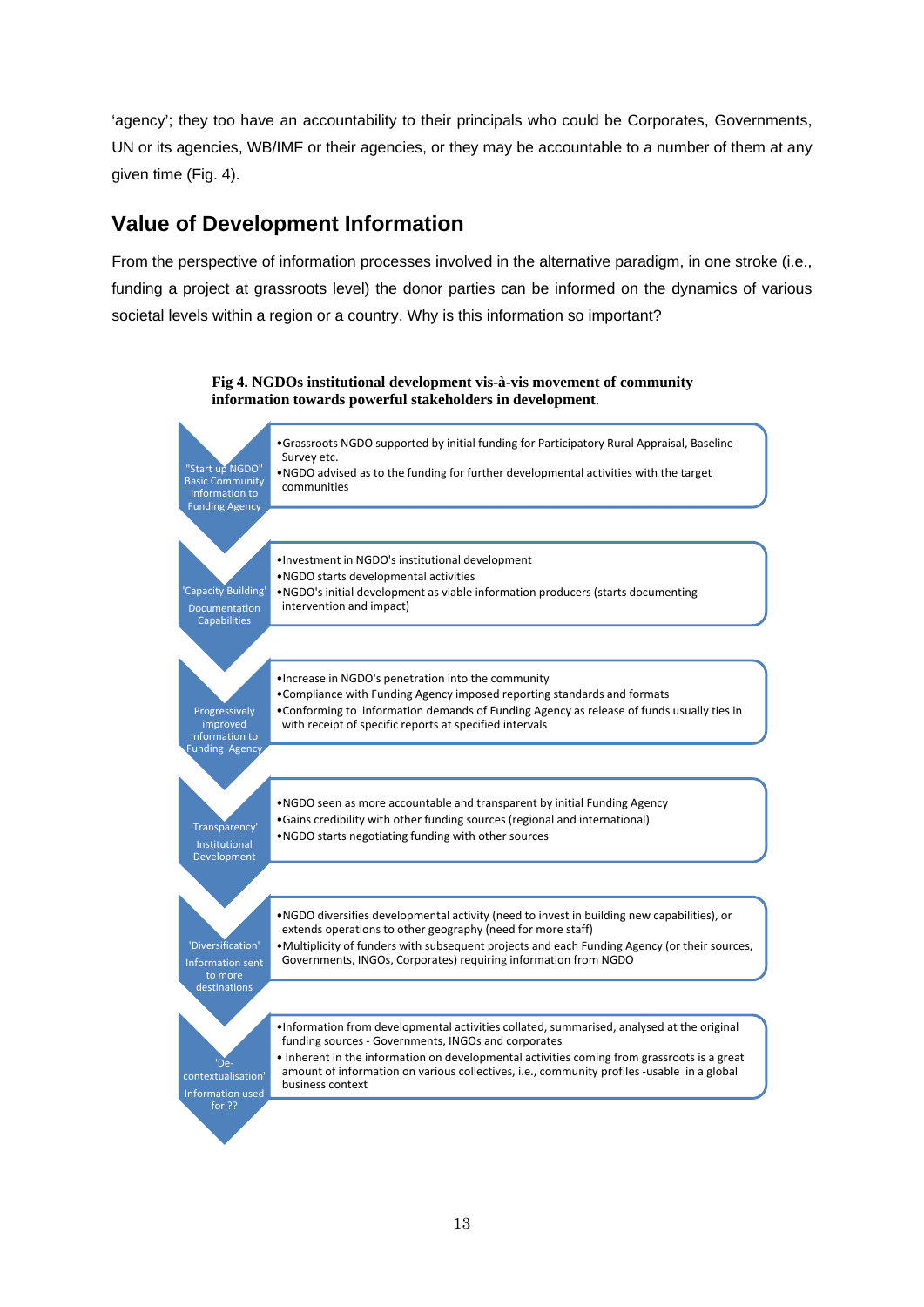'agency'; they too have an accountability to their principals who could be Corporates, Governments, UN or its agencies, WB/IMF or their agencies, or they may be accountable to a number of them at any given time (Fig. 4).

## Value of Development Information

From the perspective of information processes involved in the alternative paradigm, in one stroke (i.e., funding a project at grassroots level) the donor parties can be informed on the dynamics of various societal levels within a region or a country. Why is this information so important?

**Fig 4. NGDOs institutional development vis-à-vis movement of community information towards powerful stakeholders in development.**

| Stage | Description |
| --- | --- |
| "Start up NGDO" Basic Community Information to Funding Agency | • Grassroots NGDO supported by initial funding for Participatory Rural Appraisal, Baseline Survey etc.<br>• NGDO advised as to the funding for further developmental activities with the target communities |
| 'Capacity Building' Documentation Capabilities | • Investment in NGDO's institutional development<br>• NGDO starts developmental activities<br>• NGDO's initial development as viable information producers (starts documenting intervention and impact) |
| Progressively improved information to Funding Agency | • Increase in NGDO's penetration into the community<br>• Compliance with Funding Agency imposed reporting standards and formats<br>• Conforming to information demands of Funding Agency as release of funds usually ties in with receipt of specific reports at specified intervals |
| 'Transparency' Institutional Development | • NGDO seen as more accountable and transparent by initial Funding Agency<br>• Gains credibility with other funding sources (regional and international)<br>• NGDO starts negotiating funding with other sources |
| 'Diversification' Information sent to more destinations | • NGDO diversifies developmental activity (need to invest in building new capabilities), or extends operations to other geography (need for more staff)<br>• Multiplicity of funders with subsequent projects and each Funding Agency (or their sources, Governments, INGOs, Corporates) requiring information from NGDO |
| 'De-contextualisation' Information used for ?? | • Information from developmental activities collated, summarised, analysed at the original funding sources - Governments, INGOs and corporates<br>• Inherent in the information on developmental activities coming from grassroots is a great amount of information on various collectives, i.e., community profiles -usable in a global business context |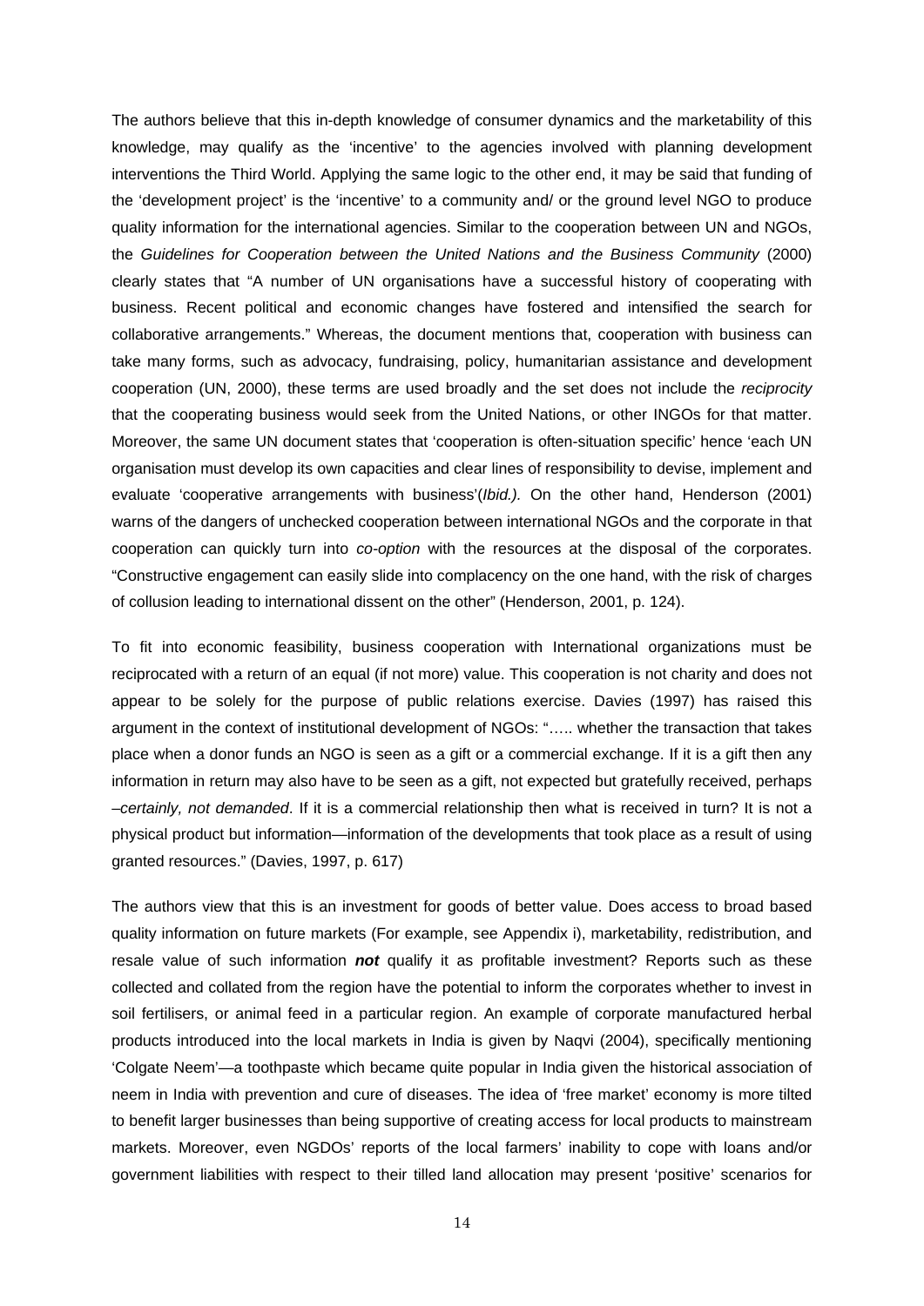The authors believe that this in-depth knowledge of consumer dynamics and the marketability of this knowledge, may qualify as the 'incentive' to the agencies involved with planning development interventions the Third World. Applying the same logic to the other end, it may be said that funding of the 'development project' is the 'incentive' to a community and/ or the ground level NGO to produce quality information for the international agencies. Similar to the cooperation between UN and NGOs, the *Guidelines for Cooperation between the United Nations and the Business Community* (2000) clearly states that "A number of UN organisations have a successful history of cooperating with business. Recent political and economic changes have fostered and intensified the search for collaborative arrangements." Whereas, the document mentions that, cooperation with business can take many forms, such as advocacy, fundraising, policy, humanitarian assistance and development cooperation (UN, 2000), these terms are used broadly and the set does not include the *reciprocity* that the cooperating business would seek from the United Nations, or other INGOs for that matter. Moreover, the same UN document states that 'cooperation is often-situation specific' hence 'each UN organisation must develop its own capacities and clear lines of responsibility to devise, implement and evaluate 'cooperative arrangements with business'(*Ibid.).* On the other hand, Henderson (2001) warns of the dangers of unchecked cooperation between international NGOs and the corporate in that cooperation can quickly turn into *co-option* with the resources at the disposal of the corporates. "Constructive engagement can easily slide into complacency on the one hand, with the risk of charges of collusion leading to international dissent on the other" (Henderson, 2001, p. 124).

To fit into economic feasibility, business cooperation with International organizations must be reciprocated with a return of an equal (if not more) value. This cooperation is not charity and does not appear to be solely for the purpose of public relations exercise. Davies (1997) has raised this argument in the context of institutional development of NGOs: "….. whether the transaction that takes place when a donor funds an NGO is seen as a gift or a commercial exchange. If it is a gift then any information in return may also have to be seen as a gift, not expected but gratefully received, perhaps –*certainly, not demanded*. If it is a commercial relationship then what is received in turn? It is not a physical product but information—information of the developments that took place as a result of using granted resources." (Davies, 1997, p. 617)

The authors view that this is an investment for goods of better value. Does access to broad based quality information on future markets (For example, see Appendix i), marketability, redistribution, and resale value of such information ***not*** qualify it as profitable investment? Reports such as these collected and collated from the region have the potential to inform the corporates whether to invest in soil fertilisers, or animal feed in a particular region. An example of corporate manufactured herbal products introduced into the local markets in India is given by Naqvi (2004), specifically mentioning 'Colgate Neem'—a toothpaste which became quite popular in India given the historical association of neem in India with prevention and cure of diseases. The idea of 'free market' economy is more tilted to benefit larger businesses than being supportive of creating access for local products to mainstream markets. Moreover, even NGDOs' reports of the local farmers' inability to cope with loans and/or government liabilities with respect to their tilled land allocation may present 'positive' scenarios for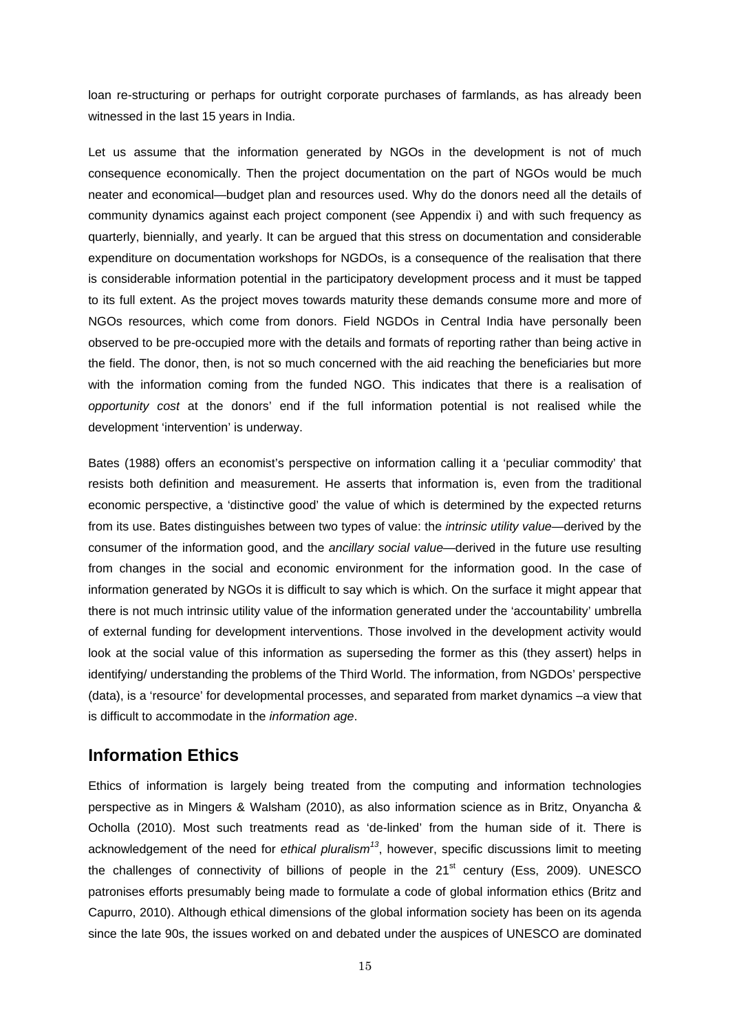loan re-structuring or perhaps for outright corporate purchases of farmlands, as has already been witnessed in the last 15 years in India.

Let us assume that the information generated by NGOs in the development is not of much consequence economically. Then the project documentation on the part of NGOs would be much neater and economical—budget plan and resources used. Why do the donors need all the details of community dynamics against each project component (see Appendix i) and with such frequency as quarterly, biennially, and yearly. It can be argued that this stress on documentation and considerable expenditure on documentation workshops for NGDOs, is a consequence of the realisation that there is considerable information potential in the participatory development process and it must be tapped to its full extent. As the project moves towards maturity these demands consume more and more of NGOs resources, which come from donors. Field NGDOs in Central India have personally been observed to be pre-occupied more with the details and formats of reporting rather than being active in the field. The donor, then, is not so much concerned with the aid reaching the beneficiaries but more with the information coming from the funded NGO. This indicates that there is a realisation of *opportunity cost* at the donors' end if the full information potential is not realised while the development 'intervention' is underway.

Bates (1988) offers an economist's perspective on information calling it a 'peculiar commodity' that resists both definition and measurement. He asserts that information is, even from the traditional economic perspective, a 'distinctive good' the value of which is determined by the expected returns from its use. Bates distinguishes between two types of value: the *intrinsic utility value*—derived by the consumer of the information good, and the *ancillary social value*—derived in the future use resulting from changes in the social and economic environment for the information good. In the case of information generated by NGOs it is difficult to say which is which. On the surface it might appear that there is not much intrinsic utility value of the information generated under the 'accountability' umbrella of external funding for development interventions. Those involved in the development activity would look at the social value of this information as superseding the former as this (they assert) helps in identifying/ understanding the problems of the Third World. The information, from NGDOs' perspective (data), is a 'resource' for developmental processes, and separated from market dynamics –a view that is difficult to accommodate in the *information age*.

## Information Ethics

Ethics of information is largely being treated from the computing and information technologies perspective as in Mingers & Walsham (2010), as also information science as in Britz, Onyancha & Ocholla (2010). Most such treatments read as 'de-linked' from the human side of it. There is acknowledgement of the need for *ethical pluralism*[13], however, specific discussions limit to meeting the challenges of connectivity of billions of people in the 21st century (Ess, 2009). UNESCO patronises efforts presumably being made to formulate a code of global information ethics (Britz and Capurro, 2010). Although ethical dimensions of the global information society has been on its agenda since the late 90s, the issues worked on and debated under the auspices of UNESCO are dominated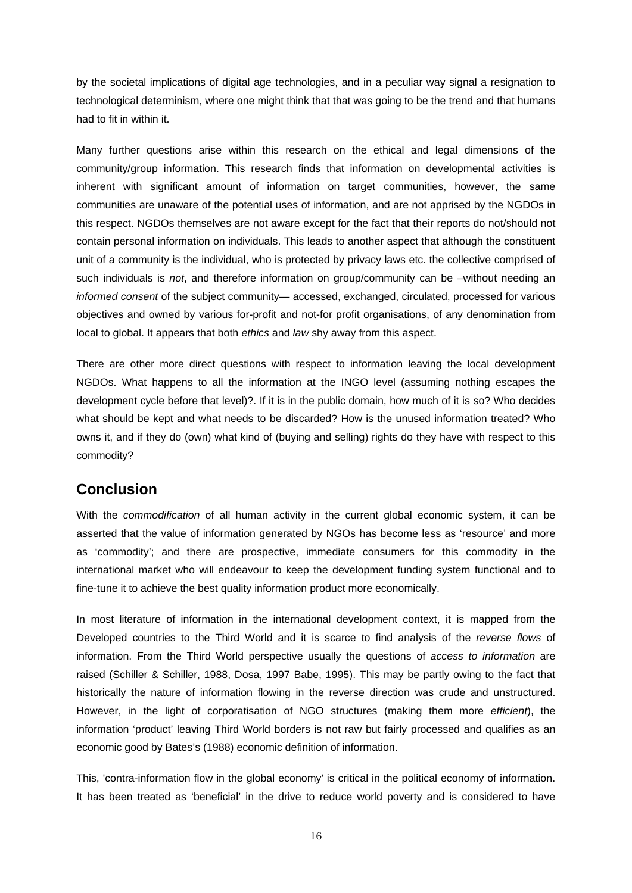by the societal implications of digital age technologies, and in a peculiar way signal a resignation to technological determinism, where one might think that that was going to be the trend and that humans had to fit in within it.

Many further questions arise within this research on the ethical and legal dimensions of the community/group information. This research finds that information on developmental activities is inherent with significant amount of information on target communities, however, the same communities are unaware of the potential uses of information, and are not apprised by the NGDOs in this respect. NGDOs themselves are not aware except for the fact that their reports do not/should not contain personal information on individuals. This leads to another aspect that although the constituent unit of a community is the individual, who is protected by privacy laws etc. the collective comprised of such individuals is *not*, and therefore information on group/community can be –without needing an *informed consent* of the subject community— accessed, exchanged, circulated, processed for various objectives and owned by various for-profit and not-for profit organisations, of any denomination from local to global. It appears that both *ethics* and *law* shy away from this aspect.

There are other more direct questions with respect to information leaving the local development NGDOs. What happens to all the information at the INGO level (assuming nothing escapes the development cycle before that level)?. If it is in the public domain, how much of it is so? Who decides what should be kept and what needs to be discarded? How is the unused information treated? Who owns it, and if they do (own) what kind of (buying and selling) rights do they have with respect to this commodity?

## Conclusion

With the *commodification* of all human activity in the current global economic system, it can be asserted that the value of information generated by NGOs has become less as 'resource' and more as 'commodity'; and there are prospective, immediate consumers for this commodity in the international market who will endeavour to keep the development funding system functional and to fine-tune it to achieve the best quality information product more economically.

In most literature of information in the international development context, it is mapped from the Developed countries to the Third World and it is scarce to find analysis of the *reverse flows* of information. From the Third World perspective usually the questions of *access to information* are raised (Schiller & Schiller, 1988, Dosa, 1997 Babe, 1995). This may be partly owing to the fact that historically the nature of information flowing in the reverse direction was crude and unstructured. However, in the light of corporatisation of NGO structures (making them more *efficient*), the information 'product' leaving Third World borders is not raw but fairly processed and qualifies as an economic good by Bates's (1988) economic definition of information.

This, 'contra-information flow in the global economy' is critical in the political economy of information. It has been treated as 'beneficial' in the drive to reduce world poverty and is considered to have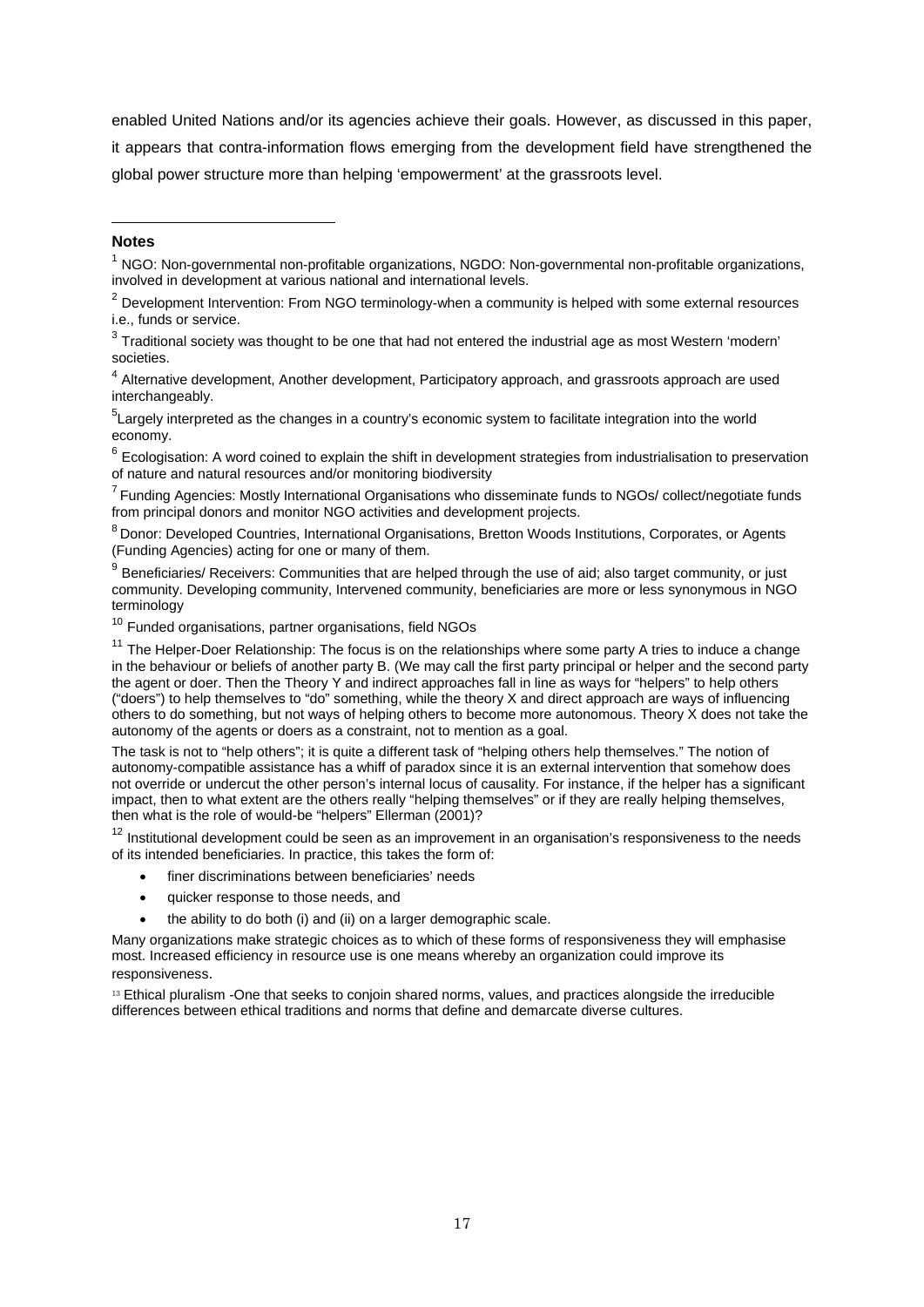enabled United Nations and/or its agencies achieve their goals. However, as discussed in this paper, it appears that contra-information flows emerging from the development field have strengthened the global power structure more than helping 'empowerment' at the grassroots level.

---

**Notes**

[1] NGO: Non-governmental non-profitable organizations, NGDO: Non-governmental non-profitable organizations, involved in development at various national and international levels.

[2] Development Intervention: From NGO terminology-when a community is helped with some external resources i.e., funds or service.

[3] Traditional society was thought to be one that had not entered the industrial age as most Western 'modern' societies.

[4] Alternative development, Another development, Participatory approach, and grassroots approach are used interchangeably.

[5] Largely interpreted as the changes in a country's economic system to facilitate integration into the world economy.

[6] Ecologisation: A word coined to explain the shift in development strategies from industrialisation to preservation of nature and natural resources and/or monitoring biodiversity

[7] Funding Agencies: Mostly International Organisations who disseminate funds to NGOs/ collect/negotiate funds from principal donors and monitor NGO activities and development projects.

[8] Donor: Developed Countries, International Organisations, Bretton Woods Institutions, Corporates, or Agents (Funding Agencies) acting for one or many of them.

[9] Beneficiaries/ Receivers: Communities that are helped through the use of aid; also target community, or just community. Developing community, Intervened community, beneficiaries are more or less synonymous in NGO terminology

[10] Funded organisations, partner organisations, field NGOs

[11] The Helper-Doer Relationship: The focus is on the relationships where some party A tries to induce a change in the behaviour or beliefs of another party B. (We may call the first party principal or helper and the second party the agent or doer. Then the Theory Y and indirect approaches fall in line as ways for "helpers" to help others ("doers") to help themselves to "do" something, while the theory X and direct approach are ways of influencing others to do something, but not ways of helping others to become more autonomous. Theory X does not take the autonomy of the agents or doers as a constraint, not to mention as a goal.

The task is not to "help others"; it is quite a different task of "helping others help themselves." The notion of autonomy-compatible assistance has a whiff of paradox since it is an external intervention that somehow does not override or undercut the other person's internal locus of causality. For instance, if the helper has a significant impact, then to what extent are the others really "helping themselves" or if they are really helping themselves, then what is the role of would-be "helpers" Ellerman (2001)?

[12] Institutional development could be seen as an improvement in an organisation's responsiveness to the needs of its intended beneficiaries. In practice, this takes the form of:

- finer discriminations between beneficiaries' needs
- quicker response to those needs, and
- the ability to do both (i) and (ii) on a larger demographic scale.

Many organizations make strategic choices as to which of these forms of responsiveness they will emphasise most. Increased efficiency in resource use is one means whereby an organization could improve its responsiveness.

[13] Ethical pluralism -One that seeks to conjoin shared norms, values, and practices alongside the irreducible differences between ethical traditions and norms that define and demarcate diverse cultures.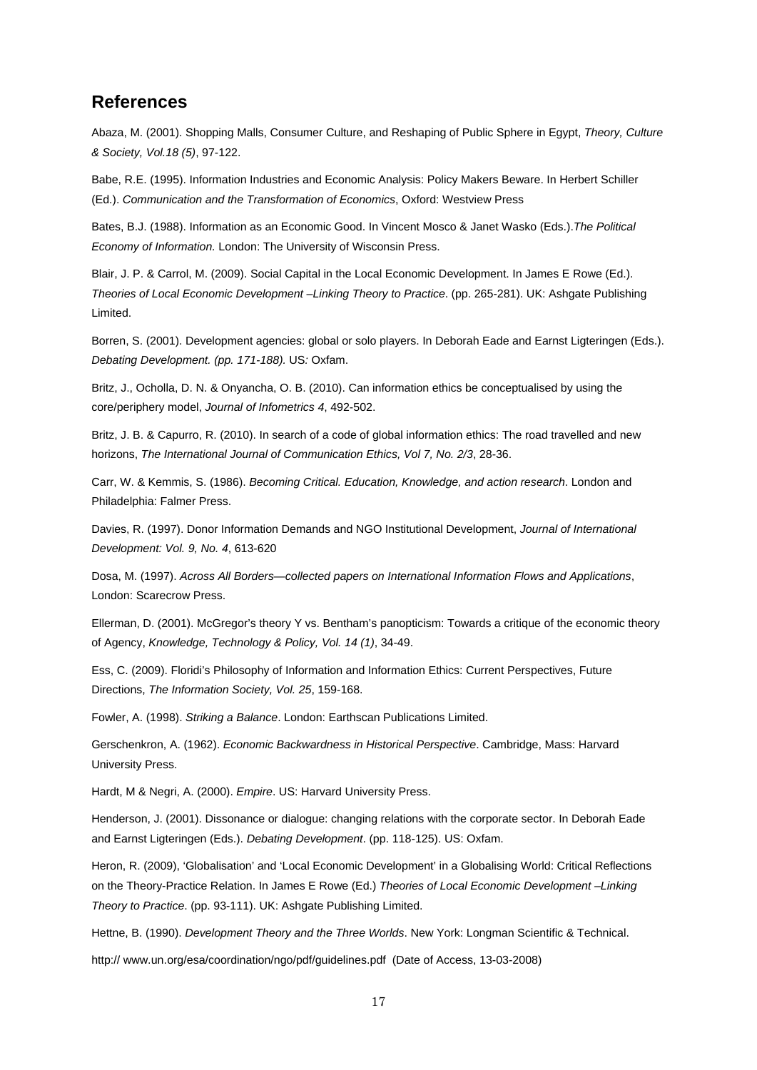## References

Abaza, M. (2001). Shopping Malls, Consumer Culture, and Reshaping of Public Sphere in Egypt, *Theory, Culture & Society, Vol.18 (5)*, 97-122.

Babe, R.E. (1995). Information Industries and Economic Analysis: Policy Makers Beware. In Herbert Schiller (Ed.). *Communication and the Transformation of Economics*, Oxford: Westview Press

Bates, B.J. (1988). Information as an Economic Good. In Vincent Mosco & Janet Wasko (Eds.).*The Political Economy of Information.* London: The University of Wisconsin Press.

Blair, J. P. & Carrol, M. (2009). Social Capital in the Local Economic Development. In James E Rowe (Ed.). *Theories of Local Economic Development –Linking Theory to Practice*. (pp. 265-281). UK: Ashgate Publishing Limited.

Borren, S. (2001). Development agencies: global or solo players. In Deborah Eade and Earnst Ligteringen (Eds.). *Debating Development. (pp. 171-188).* US*:* Oxfam.

Britz, J., Ocholla, D. N. & Onyancha, O. B. (2010). Can information ethics be conceptualised by using the core/periphery model, *Journal of Infometrics 4*, 492-502.

Britz, J. B. & Capurro, R. (2010). In search of a code of global information ethics: The road travelled and new horizons, *The International Journal of Communication Ethics, Vol 7, No. 2/3*, 28-36.

Carr, W. & Kemmis, S. (1986). *Becoming Critical. Education, Knowledge, and action research*. London and Philadelphia: Falmer Press.

Davies, R. (1997). Donor Information Demands and NGO Institutional Development, *Journal of International Development: Vol. 9, No. 4*, 613-620

Dosa, M. (1997). *Across All Borders—collected papers on International Information Flows and Applications*, London: Scarecrow Press.

Ellerman, D. (2001). McGregor's theory Y vs. Bentham's panopticism: Towards a critique of the economic theory of Agency, *Knowledge, Technology & Policy, Vol. 14 (1)*, 34-49.

Ess, C. (2009). Floridi's Philosophy of Information and Information Ethics: Current Perspectives, Future Directions, *The Information Society, Vol. 25*, 159-168.

Fowler, A. (1998). *Striking a Balance*. London: Earthscan Publications Limited.

Gerschenkron, A. (1962). *Economic Backwardness in Historical Perspective*. Cambridge, Mass: Harvard University Press.

Hardt, M & Negri, A. (2000). *Empire*. US: Harvard University Press.

Henderson, J. (2001). Dissonance or dialogue: changing relations with the corporate sector. In Deborah Eade and Earnst Ligteringen (Eds.). *Debating Development*. (pp. 118-125). US: Oxfam.

Heron, R. (2009), 'Globalisation' and 'Local Economic Development' in a Globalising World: Critical Reflections on the Theory-Practice Relation. In James E Rowe (Ed.) *Theories of Local Economic Development –Linking Theory to Practice*. (pp. 93-111). UK: Ashgate Publishing Limited.

Hettne, B. (1990). *Development Theory and the Three Worlds*. New York: Longman Scientific & Technical.

http:// www.un.org/esa/coordination/ngo/pdf/guidelines.pdf (Date of Access, 13-03-2008)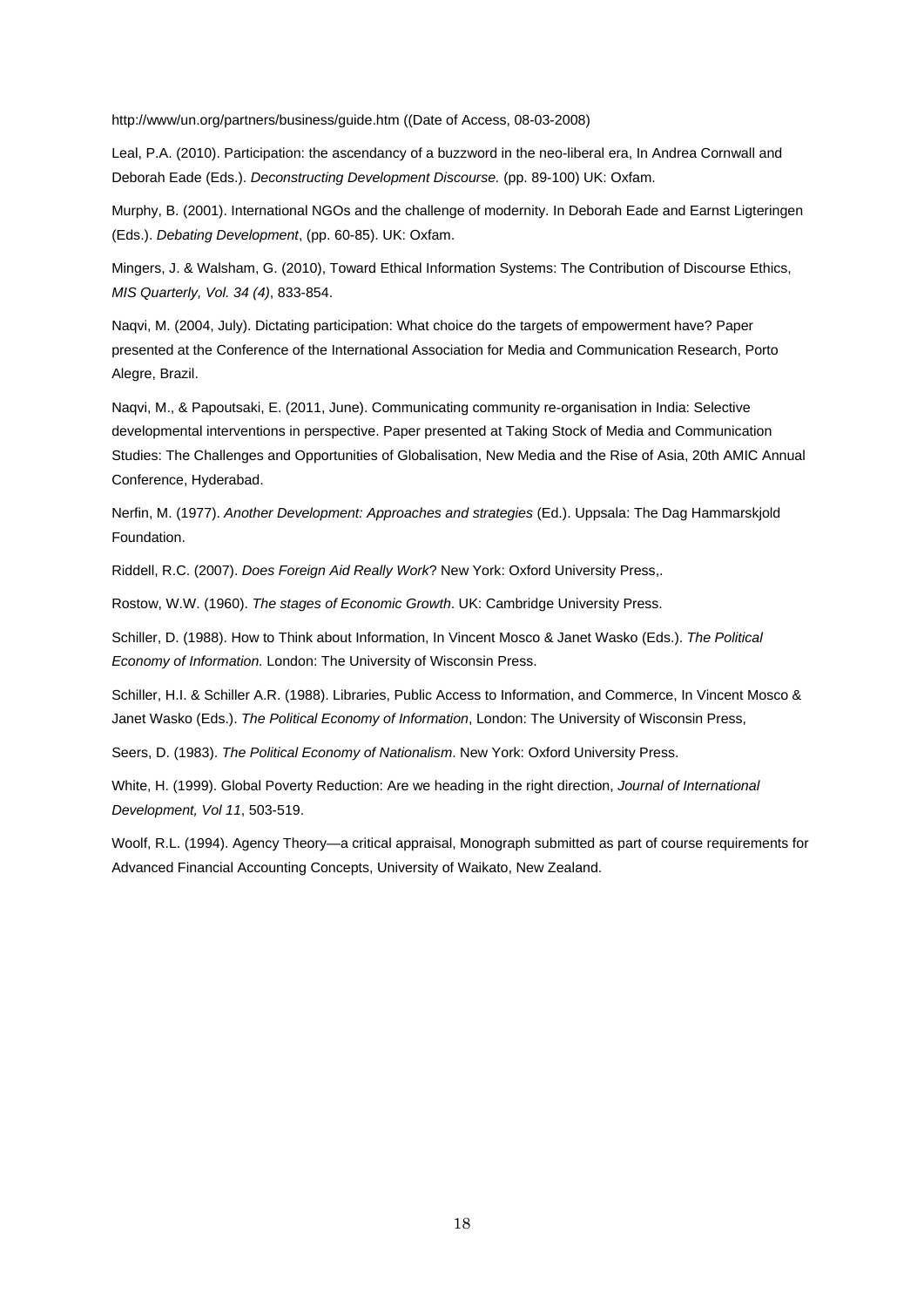http://www/un.org/partners/business/guide.htm ((Date of Access, 08-03-2008)

Leal, P.A. (2010). Participation: the ascendancy of a buzzword in the neo-liberal era, In Andrea Cornwall and Deborah Eade (Eds.). *Deconstructing Development Discourse.* (pp. 89-100) UK: Oxfam.

Murphy, B. (2001). International NGOs and the challenge of modernity. In Deborah Eade and Earnst Ligteringen (Eds.). *Debating Development*, (pp. 60-85). UK: Oxfam.

Mingers, J. & Walsham, G. (2010), Toward Ethical Information Systems: The Contribution of Discourse Ethics, *MIS Quarterly, Vol. 34 (4)*, 833-854.

Naqvi, M. (2004, July). Dictating participation: What choice do the targets of empowerment have? Paper presented at the Conference of the International Association for Media and Communication Research, Porto Alegre, Brazil.

Naqvi, M., & Papoutsaki, E. (2011, June). Communicating community re-organisation in India: Selective developmental interventions in perspective. Paper presented at Taking Stock of Media and Communication Studies: The Challenges and Opportunities of Globalisation, New Media and the Rise of Asia, 20th AMIC Annual Conference, Hyderabad.

Nerfin, M. (1977). *Another Development: Approaches and strategies* (Ed.). Uppsala: The Dag Hammarskjold Foundation.

Riddell, R.C. (2007). *Does Foreign Aid Really Work*? New York: Oxford University Press,.

Rostow, W.W. (1960). *The stages of Economic Growth*. UK: Cambridge University Press.

Schiller, D. (1988). How to Think about Information, In Vincent Mosco & Janet Wasko (Eds.). *The Political Economy of Information.* London: The University of Wisconsin Press.

Schiller, H.I. & Schiller A.R. (1988). Libraries, Public Access to Information, and Commerce, In Vincent Mosco & Janet Wasko (Eds.). *The Political Economy of Information*, London: The University of Wisconsin Press,

Seers, D. (1983). *The Political Economy of Nationalism*. New York: Oxford University Press.

White, H. (1999). Global Poverty Reduction: Are we heading in the right direction, *Journal of International Development, Vol 11*, 503-519.

Woolf, R.L. (1994). Agency Theory—a critical appraisal, Monograph submitted as part of course requirements for Advanced Financial Accounting Concepts, University of Waikato, New Zealand.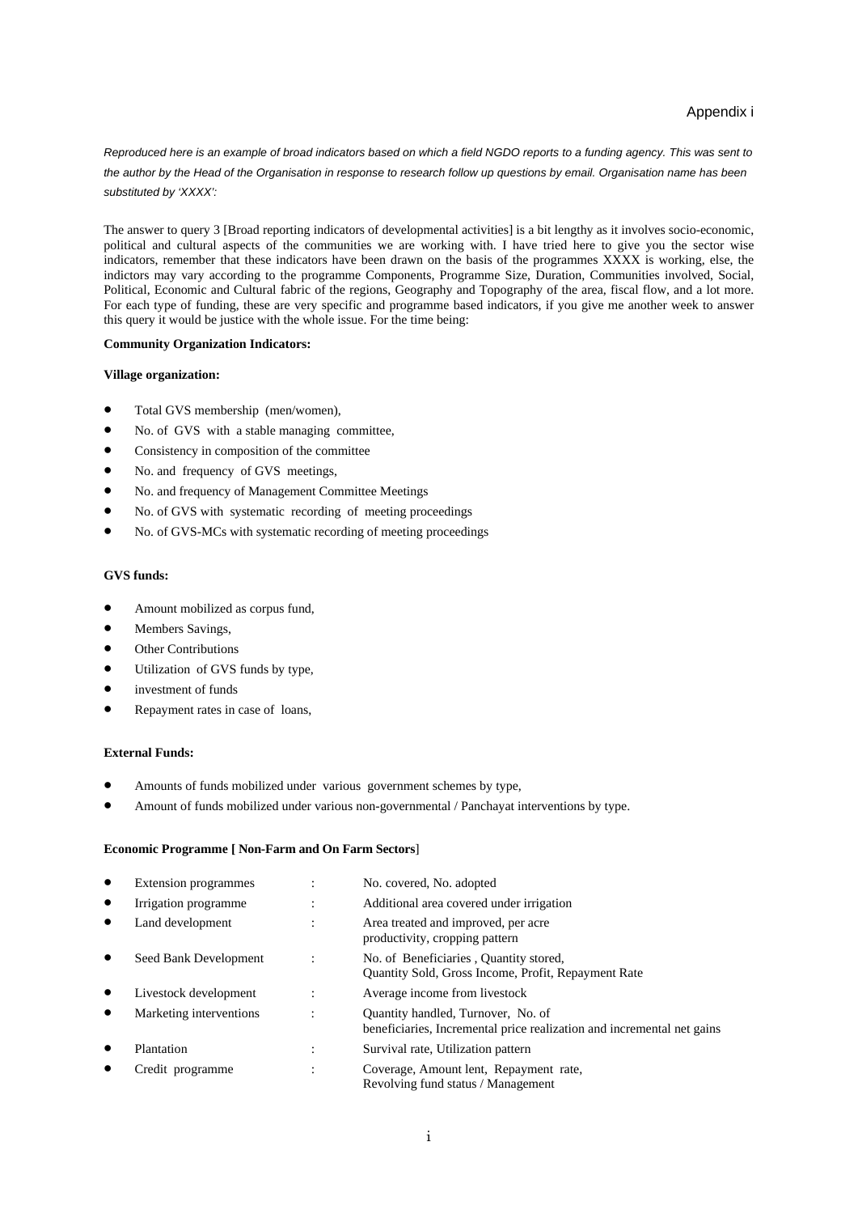Appendix i

*Reproduced here is an example of broad indicators based on which a field NGDO reports to a funding agency. This was sent to the author by the Head of the Organisation in response to research follow up questions by email. Organisation name has been substituted by 'XXXX':*

The answer to query 3 [Broad reporting indicators of developmental activities] is a bit lengthy as it involves socio-economic, political and cultural aspects of the communities we are working with. I have tried here to give you the sector wise indicators, remember that these indicators have been drawn on the basis of the programmes XXXX is working, else, the indictors may vary according to the programme Components, Programme Size, Duration, Communities involved, Social, Political, Economic and Cultural fabric of the regions, Geography and Topography of the area, fiscal flow, and a lot more. For each type of funding, these are very specific and programme based indicators, if you give me another week to answer this query it would be justice with the whole issue. For the time being:

**Community Organization Indicators:**

**Village organization:**

- Total GVS membership (men/women),
- No. of GVS with a stable managing committee,
- Consistency in composition of the committee
- No. and frequency of GVS meetings,
- No. and frequency of Management Committee Meetings
- No. of GVS with systematic recording of meeting proceedings
- No. of GVS-MCs with systematic recording of meeting proceedings

**GVS funds:**

- Amount mobilized as corpus fund,
- Members Savings,
- Other Contributions
- Utilization of GVS funds by type,
- investment of funds
- Repayment rates in case of loans,

**External Funds:**

- Amounts of funds mobilized under various government schemes by type,
- Amount of funds mobilized under various non-governmental / Panchayat interventions by type.

**Economic Programme [ Non-Farm and On Farm Sectors**]

- Extension programmes : No. covered, No. adopted
- Irrigation programme : Additional area covered under irrigation
- Land development : Area treated and improved, per acre productivity, cropping pattern
- Seed Bank Development : No. of Beneficiaries , Quantity stored, Quantity Sold, Gross Income, Profit, Repayment Rate
- Livestock development : Average income from livestock
- Marketing interventions : Quantity handled, Turnover, No. of beneficiaries, Incremental price realization and incremental net gains
- Plantation : Survival rate, Utilization pattern
- Credit programme : Coverage, Amount lent, Repayment rate, Revolving fund status / Management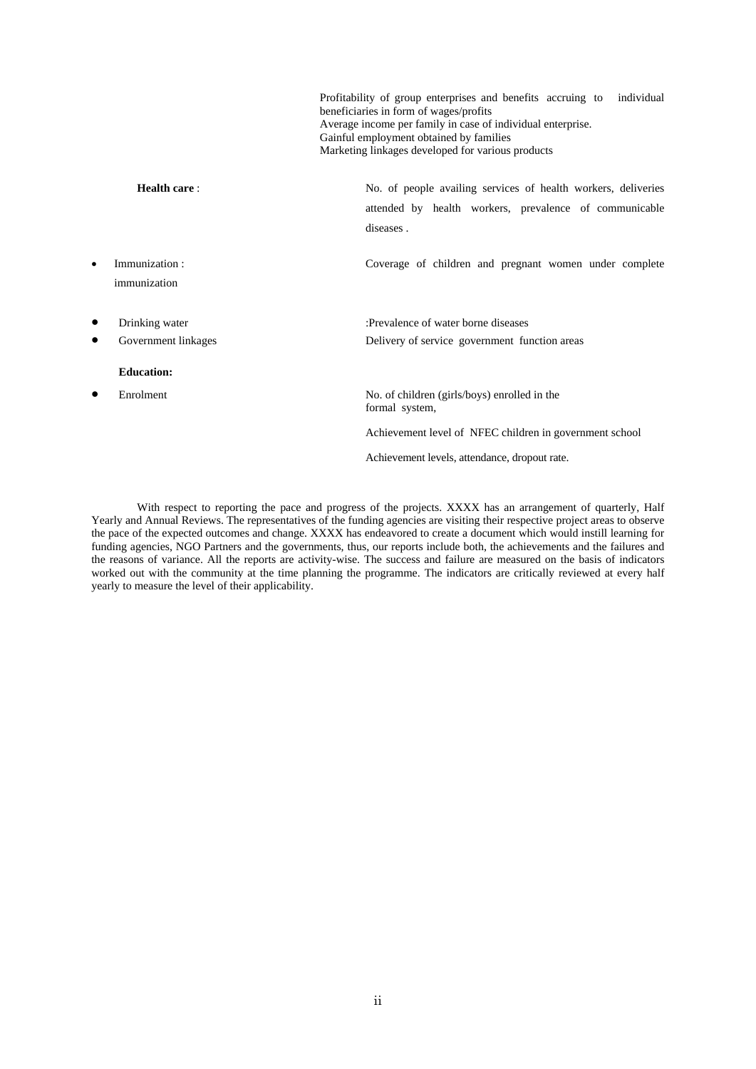Profitability of group enterprises and benefits accruing to individual beneficiaries in form of wages/profits
Average income per family in case of individual enterprise.
Gainful employment obtained by families
Marketing linkages developed for various products

**Health care** : No. of people availing services of health workers, deliveries attended by health workers, prevalence of communicable diseases .

- Immunization : Coverage of children and pregnant women under complete immunization
- Drinking water :Prevalence of water borne diseases
- Government linkages Delivery of service government function areas

**Education:**

- Enrolment No. of children (girls/boys) enrolled in the formal system,

  Achievement level of NFEC children in government school

  Achievement levels, attendance, dropout rate.

With respect to reporting the pace and progress of the projects. XXXX has an arrangement of quarterly, Half Yearly and Annual Reviews. The representatives of the funding agencies are visiting their respective project areas to observe the pace of the expected outcomes and change. XXXX has endeavored to create a document which would instill learning for funding agencies, NGO Partners and the governments, thus, our reports include both, the achievements and the failures and the reasons of variance. All the reports are activity-wise. The success and failure are measured on the basis of indicators worked out with the community at the time planning the programme. The indicators are critically reviewed at every half yearly to measure the level of their applicability.